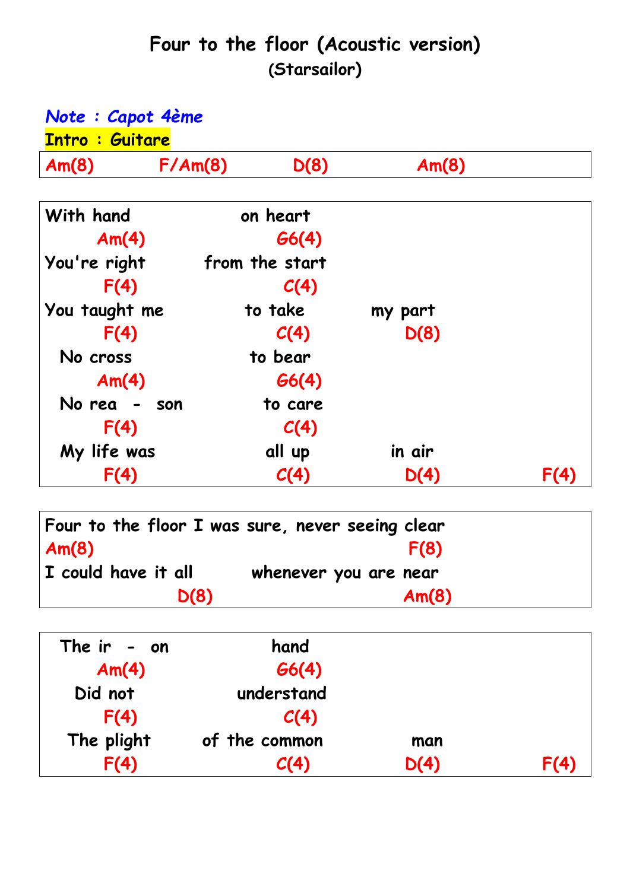# Four to the floor (Acoustic version)

**(Starsailor)**

*Note : Capot 4ème*

**Intro : Guitare**

| Am(8) | F/Am(8) | D(8) | Am(8) |
|---|---|---|---|

```
With hand              on heart
     Am(4)                G6(4)
You're right        from the start
      F(4)                C(4)
You taught me           to take          my part
      F(4)                C(4)             D(8)
  No cross              to bear
     Am(4)                G6(4)
  No rea  -  son          to care
      F(4)                C(4)
  My life was             all up          in air
      F(4)                C(4)             D(4)          F(4)
```

```
Four to the floor I was sure, never seeing clear
Am(8)                                    F(8)
I could have it all        whenever you are near
                D(8)                          Am(8)
```

```
  The ir  -  on              hand
     Am(4)                G6(4)
   Did not               understand
      F(4)                C(4)
  The plight        of the common          man
      F(4)                C(4)             D(4)          F(4)
```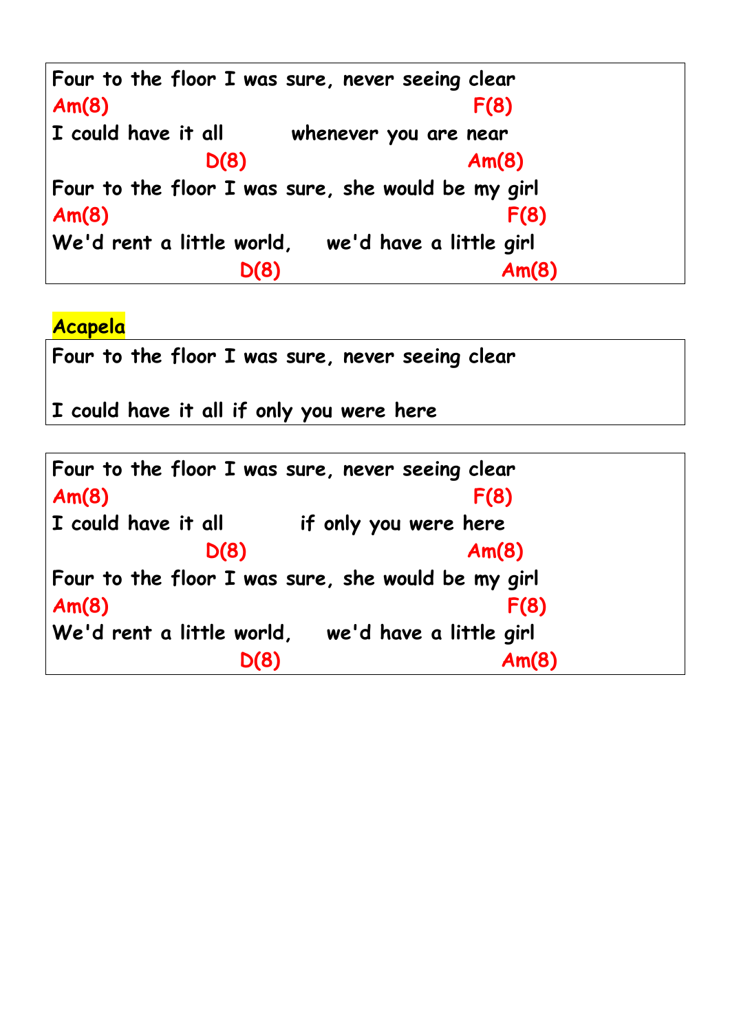```
Four to the floor I was sure, never seeing clear
Am(8)                                       F(8)
I could have it all        whenever you are near
                 D(8)                       Am(8)
Four to the floor I was sure, she would be my girl
Am(8)                                           F(8)
We'd rent a little world,    we'd have a little girl
                     D(8)                       Am(8)
```

**Acapela**

```
Four to the floor I was sure, never seeing clear

I could have it all if only you were here
```

```
Four to the floor I was sure, never seeing clear
Am(8)                                       F(8)
I could have it all         if only you were here
                 D(8)                       Am(8)
Four to the floor I was sure, she would be my girl
Am(8)                                           F(8)
We'd rent a little world,    we'd have a little girl
                     D(8)                       Am(8)
```